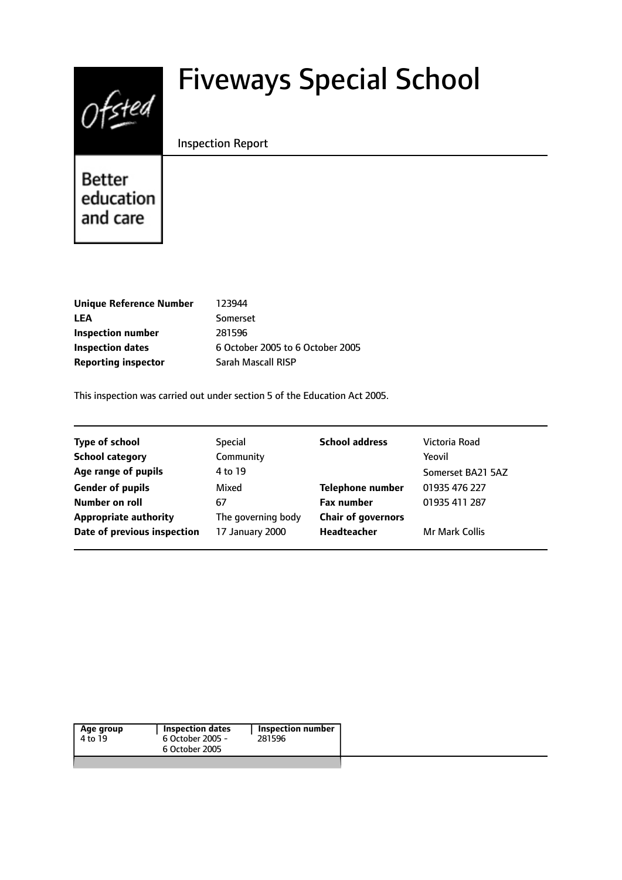# Fiveways Special School

Inspection Report

Better education and care

| | |
|---|---|
| **Unique Reference Number** | 123944 |
| **LEA** | Somerset |
| **Inspection number** | 281596 |
| **Inspection dates** | 6 October 2005 to 6 October 2005 |
| **Reporting inspector** | Sarah Mascall RISP |

This inspection was carried out under section 5 of the Education Act 2005.

| | | | |
|---|---|---|---|
| **Type of school** | Special | **School address** | Victoria Road |
| **School category** | Community | | Yeovil |
| **Age range of pupils** | 4 to 19 | | Somerset BA21 5AZ |
| **Gender of pupils** | Mixed | **Telephone number** | 01935 476 227 |
| **Number on roll** | 67 | **Fax number** | 01935 411 287 |
| **Appropriate authority** | The governing body | **Chair of governors** | |
| **Date of previous inspection** | 17 January 2000 | **Headteacher** | Mr Mark Collis |

| Age group | Inspection dates | Inspection number |
|---|---|---|
| 4 to 19 | 6 October 2005 - 6 October 2005 | 281596 |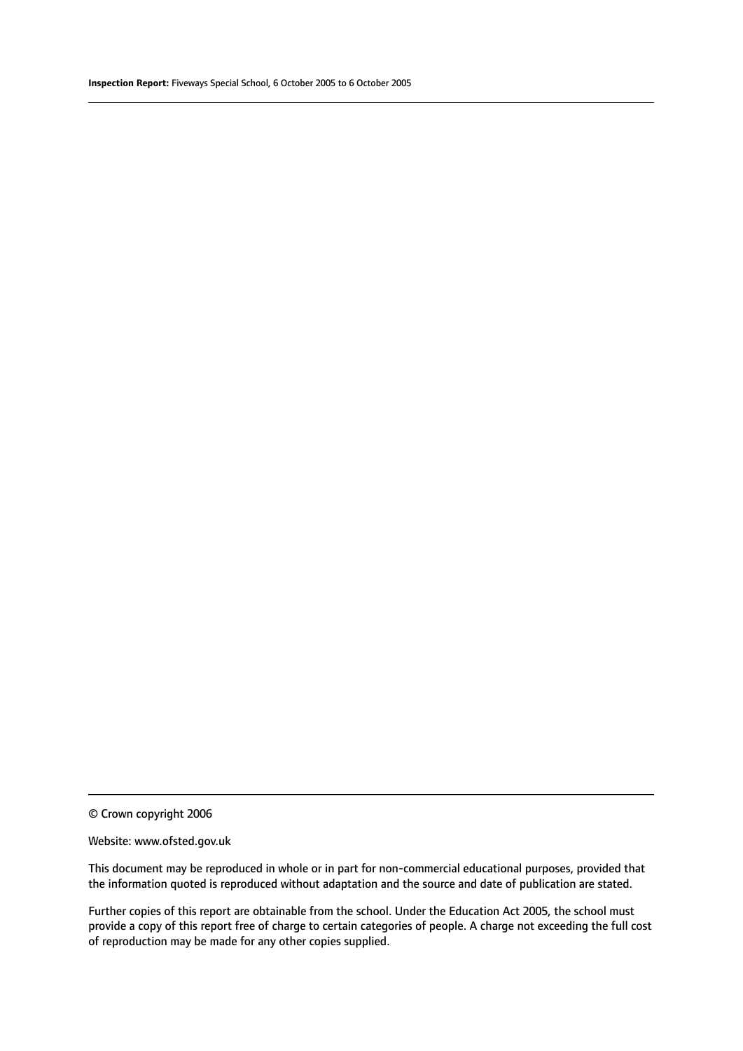© Crown copyright 2006

Website: www.ofsted.gov.uk

This document may be reproduced in whole or in part for non-commercial educational purposes, provided that the information quoted is reproduced without adaptation and the source and date of publication are stated.

Further copies of this report are obtainable from the school. Under the Education Act 2005, the school must provide a copy of this report free of charge to certain categories of people. A charge not exceeding the full cost of reproduction may be made for any other copies supplied.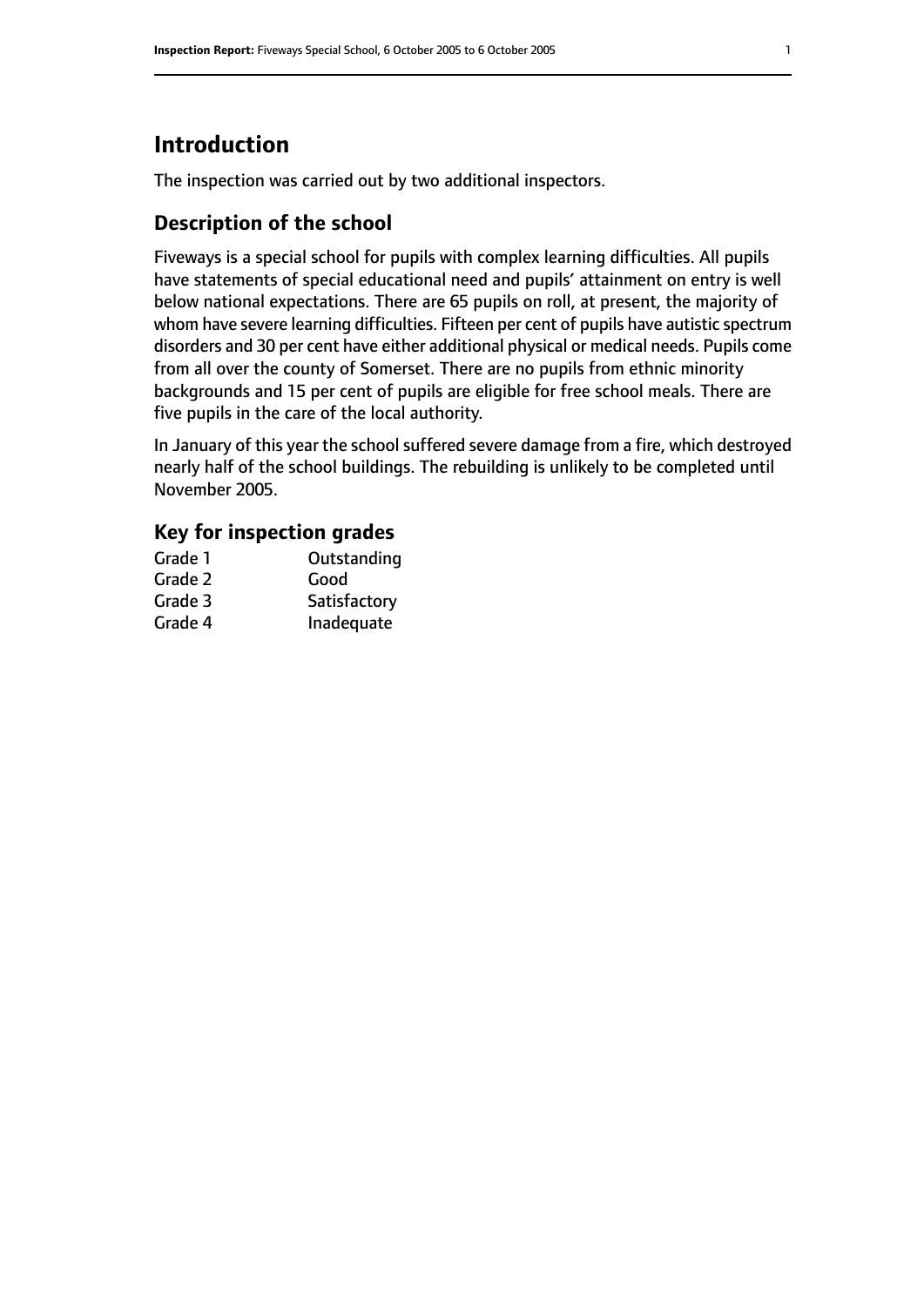# Introduction

The inspection was carried out by two additional inspectors.

## Description of the school

Fiveways is a special school for pupils with complex learning difficulties. All pupils have statements of special educational need and pupils' attainment on entry is well below national expectations. There are 65 pupils on roll, at present, the majority of whom have severe learning difficulties. Fifteen per cent of pupils have autistic spectrum disorders and 30 per cent have either additional physical or medical needs. Pupils come from all over the county of Somerset. There are no pupils from ethnic minority backgrounds and 15 per cent of pupils are eligible for free school meals. There are five pupils in the care of the local authority.

In January of this year the school suffered severe damage from a fire, which destroyed nearly half of the school buildings. The rebuilding is unlikely to be completed until November 2005.

## Key for inspection grades

| | |
|---|---|
| Grade 1 | Outstanding |
| Grade 2 | Good |
| Grade 3 | Satisfactory |
| Grade 4 | Inadequate |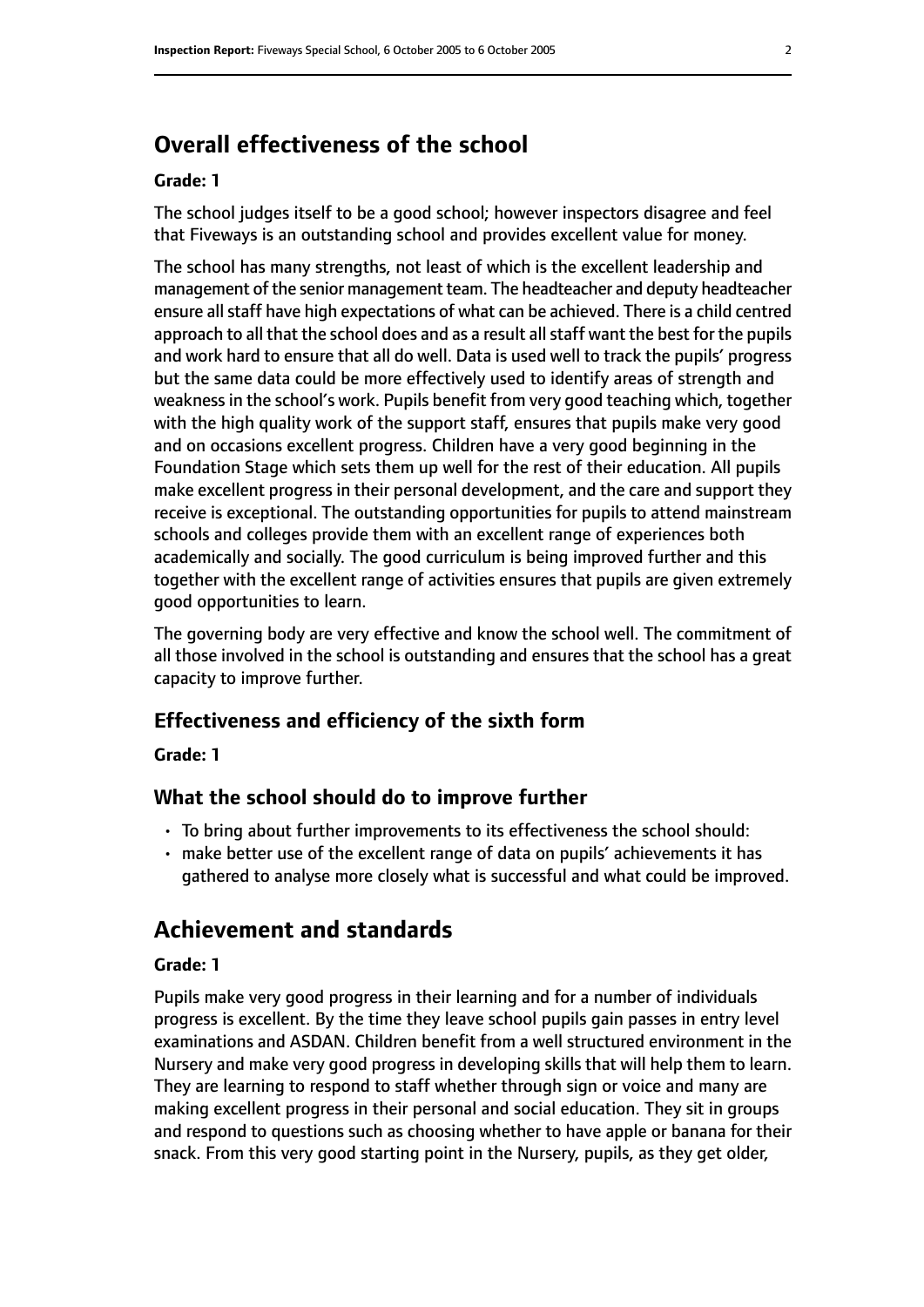# Overall effectiveness of the school

**Grade: 1**

The school judges itself to be a good school; however inspectors disagree and feel that Fiveways is an outstanding school and provides excellent value for money.

The school has many strengths, not least of which is the excellent leadership and management of the senior management team. The headteacher and deputy headteacher ensure all staff have high expectations of what can be achieved. There is a child centred approach to all that the school does and as a result all staff want the best for the pupils and work hard to ensure that all do well. Data is used well to track the pupils' progress but the same data could be more effectively used to identify areas of strength and weakness in the school's work. Pupils benefit from very good teaching which, together with the high quality work of the support staff, ensures that pupils make very good and on occasions excellent progress. Children have a very good beginning in the Foundation Stage which sets them up well for the rest of their education. All pupils make excellent progress in their personal development, and the care and support they receive is exceptional. The outstanding opportunities for pupils to attend mainstream schools and colleges provide them with an excellent range of experiences both academically and socially. The good curriculum is being improved further and this together with the excellent range of activities ensures that pupils are given extremely good opportunities to learn.

The governing body are very effective and know the school well. The commitment of all those involved in the school is outstanding and ensures that the school has a great capacity to improve further.

## Effectiveness and efficiency of the sixth form

**Grade: 1**

## What the school should do to improve further

- To bring about further improvements to its effectiveness the school should:
- make better use of the excellent range of data on pupils' achievements it has gathered to analyse more closely what is successful and what could be improved.

# Achievement and standards

**Grade: 1**

Pupils make very good progress in their learning and for a number of individuals progress is excellent. By the time they leave school pupils gain passes in entry level examinations and ASDAN. Children benefit from a well structured environment in the Nursery and make very good progress in developing skills that will help them to learn. They are learning to respond to staff whether through sign or voice and many are making excellent progress in their personal and social education. They sit in groups and respond to questions such as choosing whether to have apple or banana for their snack. From this very good starting point in the Nursery, pupils, as they get older,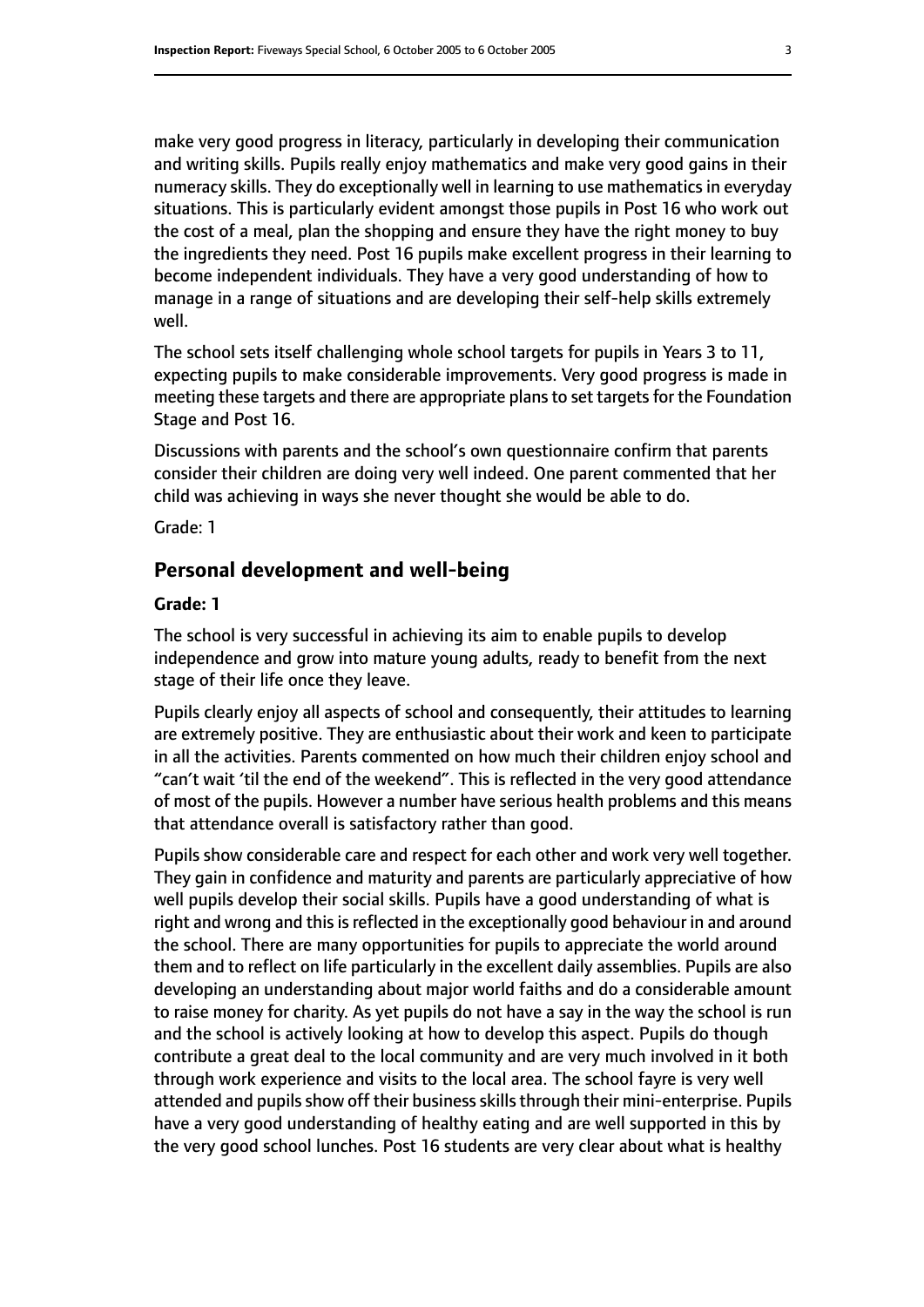make very good progress in literacy, particularly in developing their communication and writing skills. Pupils really enjoy mathematics and make very good gains in their numeracy skills. They do exceptionally well in learning to use mathematics in everyday situations. This is particularly evident amongst those pupils in Post 16 who work out the cost of a meal, plan the shopping and ensure they have the right money to buy the ingredients they need. Post 16 pupils make excellent progress in their learning to become independent individuals. They have a very good understanding of how to manage in a range of situations and are developing their self-help skills extremely well.

The school sets itself challenging whole school targets for pupils in Years 3 to 11, expecting pupils to make considerable improvements. Very good progress is made in meeting these targets and there are appropriate plans to set targets for the Foundation Stage and Post 16.

Discussions with parents and the school's own questionnaire confirm that parents consider their children are doing very well indeed. One parent commented that her child was achieving in ways she never thought she would be able to do.

Grade: 1

## Personal development and well-being

**Grade: 1**

The school is very successful in achieving its aim to enable pupils to develop independence and grow into mature young adults, ready to benefit from the next stage of their life once they leave.

Pupils clearly enjoy all aspects of school and consequently, their attitudes to learning are extremely positive. They are enthusiastic about their work and keen to participate in all the activities. Parents commented on how much their children enjoy school and "can't wait 'til the end of the weekend". This is reflected in the very good attendance of most of the pupils. However a number have serious health problems and this means that attendance overall is satisfactory rather than good.

Pupils show considerable care and respect for each other and work very well together. They gain in confidence and maturity and parents are particularly appreciative of how well pupils develop their social skills. Pupils have a good understanding of what is right and wrong and this is reflected in the exceptionally good behaviour in and around the school. There are many opportunities for pupils to appreciate the world around them and to reflect on life particularly in the excellent daily assemblies. Pupils are also developing an understanding about major world faiths and do a considerable amount to raise money for charity. As yet pupils do not have a say in the way the school is run and the school is actively looking at how to develop this aspect. Pupils do though contribute a great deal to the local community and are very much involved in it both through work experience and visits to the local area. The school fayre is very well attended and pupils show off their business skills through their mini-enterprise. Pupils have a very good understanding of healthy eating and are well supported in this by the very good school lunches. Post 16 students are very clear about what is healthy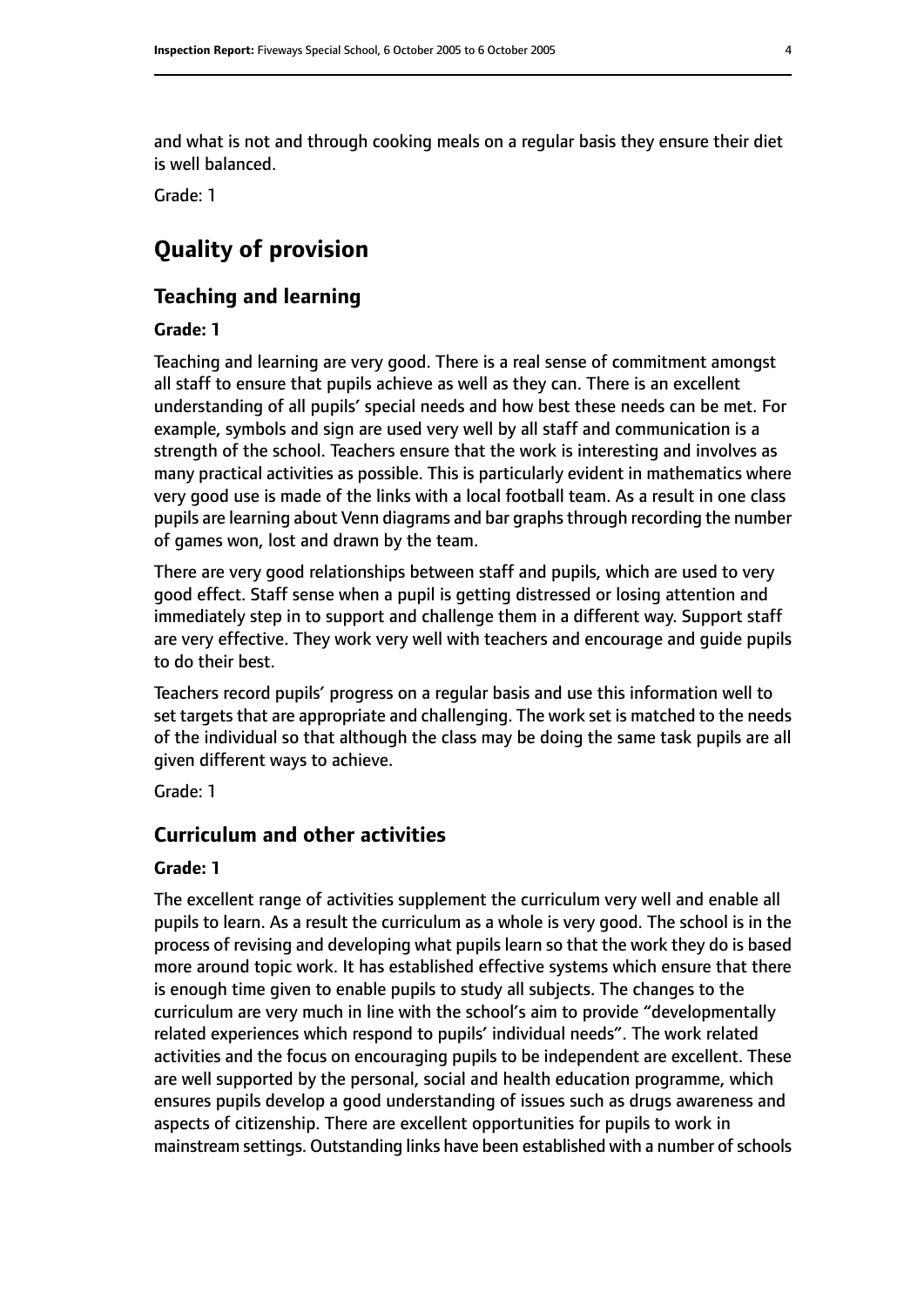and what is not and through cooking meals on a regular basis they ensure their diet is well balanced.

Grade: 1

# Quality of provision

## Teaching and learning

**Grade: 1**

Teaching and learning are very good. There is a real sense of commitment amongst all staff to ensure that pupils achieve as well as they can. There is an excellent understanding of all pupils' special needs and how best these needs can be met. For example, symbols and sign are used very well by all staff and communication is a strength of the school. Teachers ensure that the work is interesting and involves as many practical activities as possible. This is particularly evident in mathematics where very good use is made of the links with a local football team. As a result in one class pupils are learning about Venn diagrams and bar graphs through recording the number of games won, lost and drawn by the team.

There are very good relationships between staff and pupils, which are used to very good effect. Staff sense when a pupil is getting distressed or losing attention and immediately step in to support and challenge them in a different way. Support staff are very effective. They work very well with teachers and encourage and guide pupils to do their best.

Teachers record pupils' progress on a regular basis and use this information well to set targets that are appropriate and challenging. The work set is matched to the needs of the individual so that although the class may be doing the same task pupils are all given different ways to achieve.

Grade: 1

## Curriculum and other activities

**Grade: 1**

The excellent range of activities supplement the curriculum very well and enable all pupils to learn. As a result the curriculum as a whole is very good. The school is in the process of revising and developing what pupils learn so that the work they do is based more around topic work. It has established effective systems which ensure that there is enough time given to enable pupils to study all subjects. The changes to the curriculum are very much in line with the school's aim to provide "developmentally related experiences which respond to pupils' individual needs". The work related activities and the focus on encouraging pupils to be independent are excellent. These are well supported by the personal, social and health education programme, which ensures pupils develop a good understanding of issues such as drugs awareness and aspects of citizenship. There are excellent opportunities for pupils to work in mainstream settings. Outstanding links have been established with a number of schools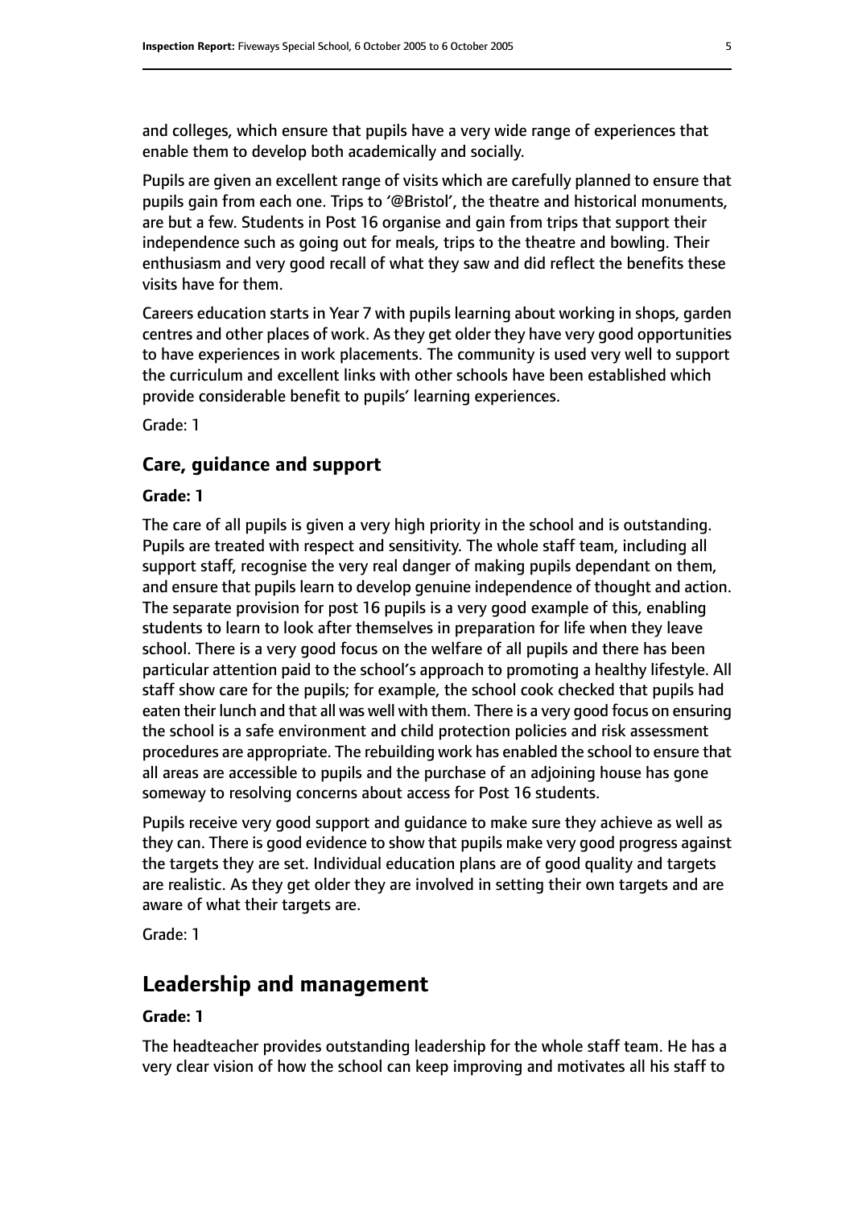and colleges, which ensure that pupils have a very wide range of experiences that enable them to develop both academically and socially.

Pupils are given an excellent range of visits which are carefully planned to ensure that pupils gain from each one. Trips to '@Bristol', the theatre and historical monuments, are but a few. Students in Post 16 organise and gain from trips that support their independence such as going out for meals, trips to the theatre and bowling. Their enthusiasm and very good recall of what they saw and did reflect the benefits these visits have for them.

Careers education starts in Year 7 with pupils learning about working in shops, garden centres and other places of work. As they get older they have very good opportunities to have experiences in work placements. The community is used very well to support the curriculum and excellent links with other schools have been established which provide considerable benefit to pupils' learning experiences.

Grade: 1

### Care, guidance and support

**Grade: 1**

The care of all pupils is given a very high priority in the school and is outstanding. Pupils are treated with respect and sensitivity. The whole staff team, including all support staff, recognise the very real danger of making pupils dependant on them, and ensure that pupils learn to develop genuine independence of thought and action. The separate provision for post 16 pupils is a very good example of this, enabling students to learn to look after themselves in preparation for life when they leave school. There is a very good focus on the welfare of all pupils and there has been particular attention paid to the school's approach to promoting a healthy lifestyle. All staff show care for the pupils; for example, the school cook checked that pupils had eaten their lunch and that all was well with them. There is a very good focus on ensuring the school is a safe environment and child protection policies and risk assessment procedures are appropriate. The rebuilding work has enabled the school to ensure that all areas are accessible to pupils and the purchase of an adjoining house has gone someway to resolving concerns about access for Post 16 students.

Pupils receive very good support and guidance to make sure they achieve as well as they can. There is good evidence to show that pupils make very good progress against the targets they are set. Individual education plans are of good quality and targets are realistic. As they get older they are involved in setting their own targets and are aware of what their targets are.

Grade: 1

## Leadership and management

**Grade: 1**

The headteacher provides outstanding leadership for the whole staff team. He has a very clear vision of how the school can keep improving and motivates all his staff to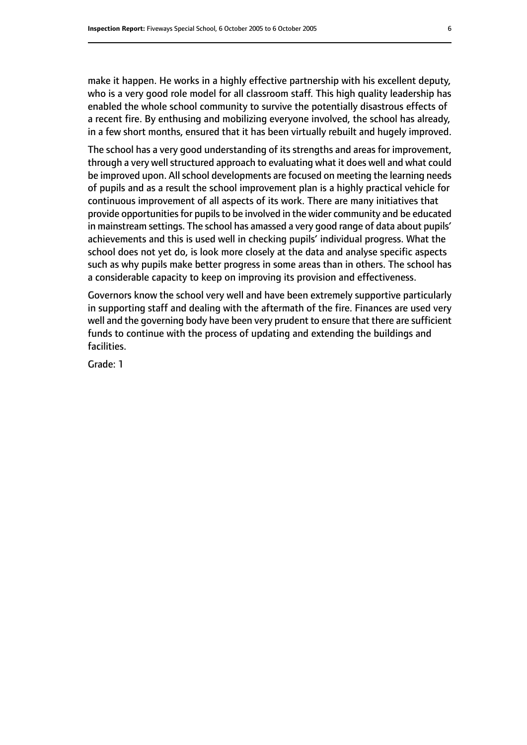make it happen. He works in a highly effective partnership with his excellent deputy, who is a very good role model for all classroom staff. This high quality leadership has enabled the whole school community to survive the potentially disastrous effects of a recent fire. By enthusing and mobilizing everyone involved, the school has already, in a few short months, ensured that it has been virtually rebuilt and hugely improved.

The school has a very good understanding of its strengths and areas for improvement, through a very well structured approach to evaluating what it does well and what could be improved upon. All school developments are focused on meeting the learning needs of pupils and as a result the school improvement plan is a highly practical vehicle for continuous improvement of all aspects of its work. There are many initiatives that provide opportunities for pupils to be involved in the wider community and be educated in mainstream settings. The school has amassed a very good range of data about pupils' achievements and this is used well in checking pupils' individual progress. What the school does not yet do, is look more closely at the data and analyse specific aspects such as why pupils make better progress in some areas than in others. The school has a considerable capacity to keep on improving its provision and effectiveness.

Governors know the school very well and have been extremely supportive particularly in supporting staff and dealing with the aftermath of the fire. Finances are used very well and the governing body have been very prudent to ensure that there are sufficient funds to continue with the process of updating and extending the buildings and facilities.

Grade: 1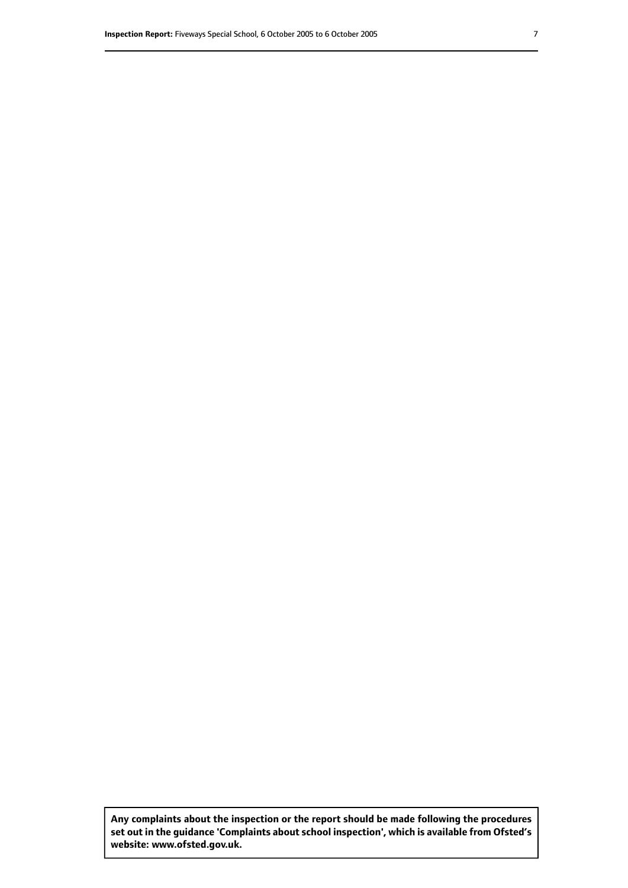**Any complaints about the inspection or the report should be made following the procedures set out in the guidance 'Complaints about school inspection', which is available from Ofsted's website: www.ofsted.gov.uk.**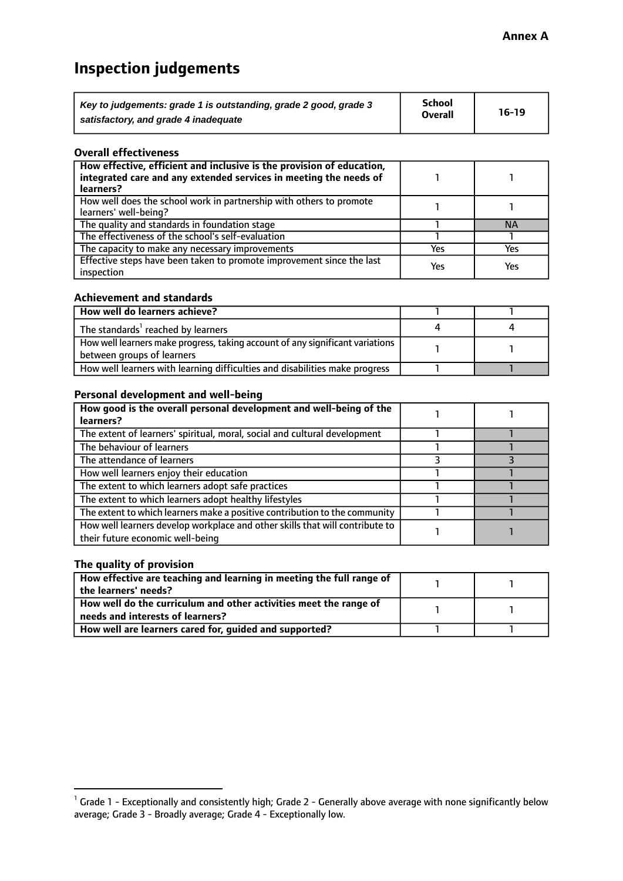**Annex A**

# Inspection judgements

| *Key to judgements: grade 1 is outstanding, grade 2 good, grade 3 satisfactory, and grade 4 inadequate* | School Overall | 16-19 |
|---|---|---|

### Overall effectiveness

| | | |
|---|---|---|
| **How effective, efficient and inclusive is the provision of education, integrated care and any extended services in meeting the needs of learners?** | 1 | 1 |
| How well does the school work in partnership with others to promote learners' well-being? | 1 | 1 |
| The quality and standards in foundation stage | 1 | NA |
| The effectiveness of the school's self-evaluation | 1 | 1 |
| The capacity to make any necessary improvements | Yes | Yes |
| Effective steps have been taken to promote improvement since the last inspection | Yes | Yes |

### Achievement and standards

| | | |
|---|---|---|
| **How well do learners achieve?** | 1 | 1 |
| The standards[1] reached by learners | 4 | 4 |
| How well learners make progress, taking account of any significant variations between groups of learners | 1 | 1 |
| How well learners with learning difficulties and disabilities make progress | 1 | 1 |

### Personal development and well-being

| | | |
|---|---|---|
| **How good is the overall personal development and well-being of the learners?** | 1 | 1 |
| The extent of learners' spiritual, moral, social and cultural development | 1 | 1 |
| The behaviour of learners | 1 | 1 |
| The attendance of learners | 3 | 3 |
| How well learners enjoy their education | 1 | 1 |
| The extent to which learners adopt safe practices | 1 | 1 |
| The extent to which learners adopt healthy lifestyles | 1 | 1 |
| The extent to which learners make a positive contribution to the community | 1 | 1 |
| How well learners develop workplace and other skills that will contribute to their future economic well-being | 1 | 1 |

### The quality of provision

| | | |
|---|---|---|
| **How effective are teaching and learning in meeting the full range of the learners' needs?** | 1 | 1 |
| **How well do the curriculum and other activities meet the range of needs and interests of learners?** | 1 | 1 |
| **How well are learners cared for, guided and supported?** | 1 | 1 |

[1] Grade 1 - Exceptionally and consistently high; Grade 2 - Generally above average with none significantly below average; Grade 3 - Broadly average; Grade 4 - Exceptionally low.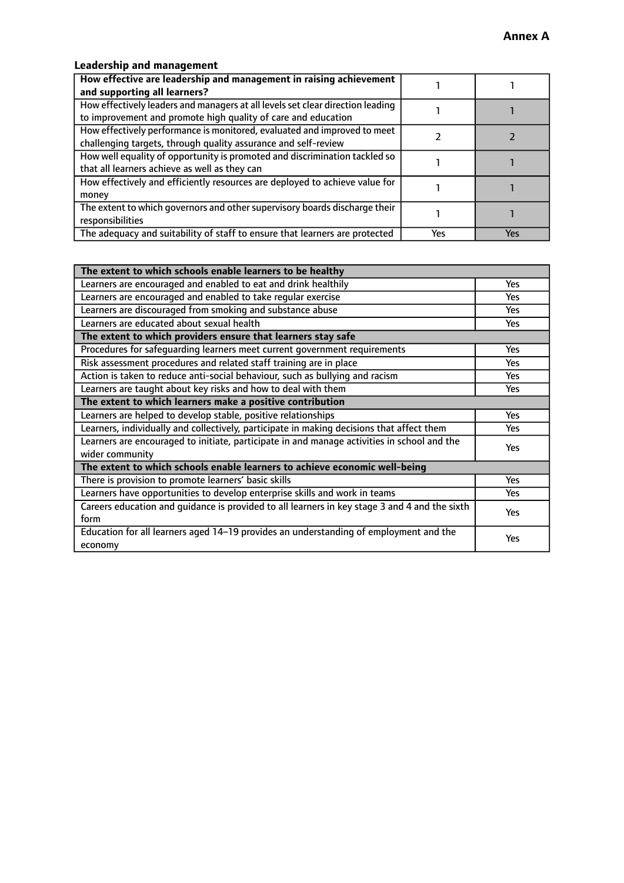**Annex A**

### Leadership and management

| **How effective are leadership and management in raising achievement and supporting all learners?** | 1 | 1 |
|---|---|---|
| How effectively leaders and managers at all levels set clear direction leading to improvement and promote high quality of care and education | 1 | 1 |
| How effectively performance is monitored, evaluated and improved to meet challenging targets, through quality assurance and self-review | 2 | 2 |
| How well equality of opportunity is promoted and discrimination tackled so that all learners achieve as well as they can | 1 | 1 |
| How effectively and efficiently resources are deployed to achieve value for money | 1 | 1 |
| The extent to which governors and other supervisory boards discharge their responsibilities | 1 | 1 |
| The adequacy and suitability of staff to ensure that learners are protected | Yes | Yes |

| **The extent to which schools enable learners to be healthy** | |
|---|---|
| Learners are encouraged and enabled to eat and drink healthily | Yes |
| Learners are encouraged and enabled to take regular exercise | Yes |
| Learners are discouraged from smoking and substance abuse | Yes |
| Learners are educated about sexual health | Yes |
| **The extent to which providers ensure that learners stay safe** | |
| Procedures for safeguarding learners meet current government requirements | Yes |
| Risk assessment procedures and related staff training are in place | Yes |
| Action is taken to reduce anti-social behaviour, such as bullying and racism | Yes |
| Learners are taught about key risks and how to deal with them | Yes |
| **The extent to which learners make a positive contribution** | |
| Learners are helped to develop stable, positive relationships | Yes |
| Learners, individually and collectively, participate in making decisions that affect them | Yes |
| Learners are encouraged to initiate, participate in and manage activities in school and the wider community | Yes |
| **The extent to which schools enable learners to achieve economic well-being** | |
| There is provision to promote learners' basic skills | Yes |
| Learners have opportunities to develop enterprise skills and work in teams | Yes |
| Careers education and guidance is provided to all learners in key stage 3 and 4 and the sixth form | Yes |
| Education for all learners aged 14–19 provides an understanding of employment and the economy | Yes |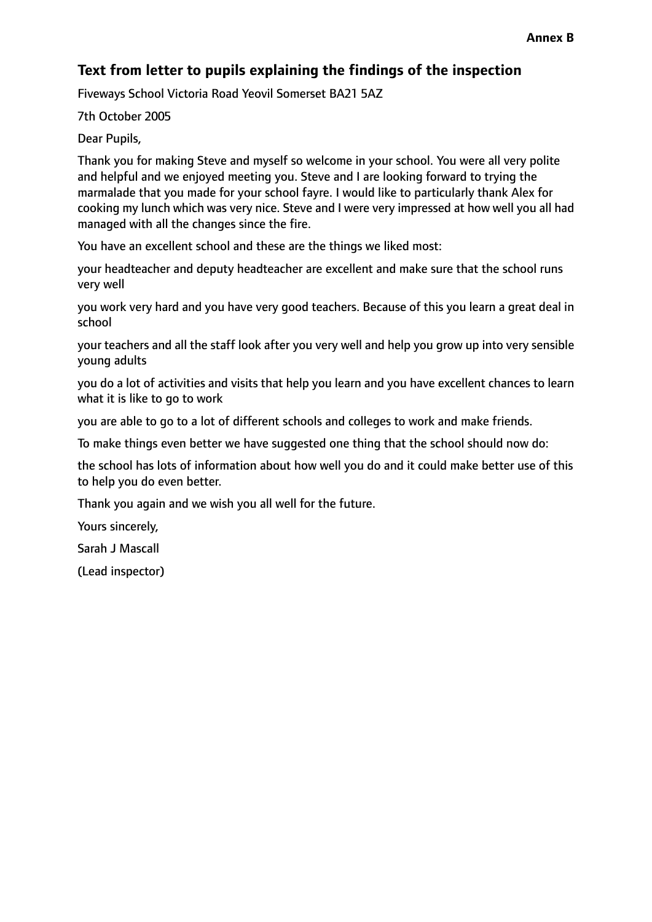**Annex B**

## Text from letter to pupils explaining the findings of the inspection

Fiveways School Victoria Road Yeovil Somerset BA21 5AZ

7th October 2005

Dear Pupils,

Thank you for making Steve and myself so welcome in your school. You were all very polite and helpful and we enjoyed meeting you. Steve and I are looking forward to trying the marmalade that you made for your school fayre. I would like to particularly thank Alex for cooking my lunch which was very nice. Steve and I were very impressed at how well you all had managed with all the changes since the fire.

You have an excellent school and these are the things we liked most:

your headteacher and deputy headteacher are excellent and make sure that the school runs very well

you work very hard and you have very good teachers. Because of this you learn a great deal in school

your teachers and all the staff look after you very well and help you grow up into very sensible young adults

you do a lot of activities and visits that help you learn and you have excellent chances to learn what it is like to go to work

you are able to go to a lot of different schools and colleges to work and make friends.

To make things even better we have suggested one thing that the school should now do:

the school has lots of information about how well you do and it could make better use of this to help you do even better.

Thank you again and we wish you all well for the future.

Yours sincerely,

Sarah J Mascall

(Lead inspector)